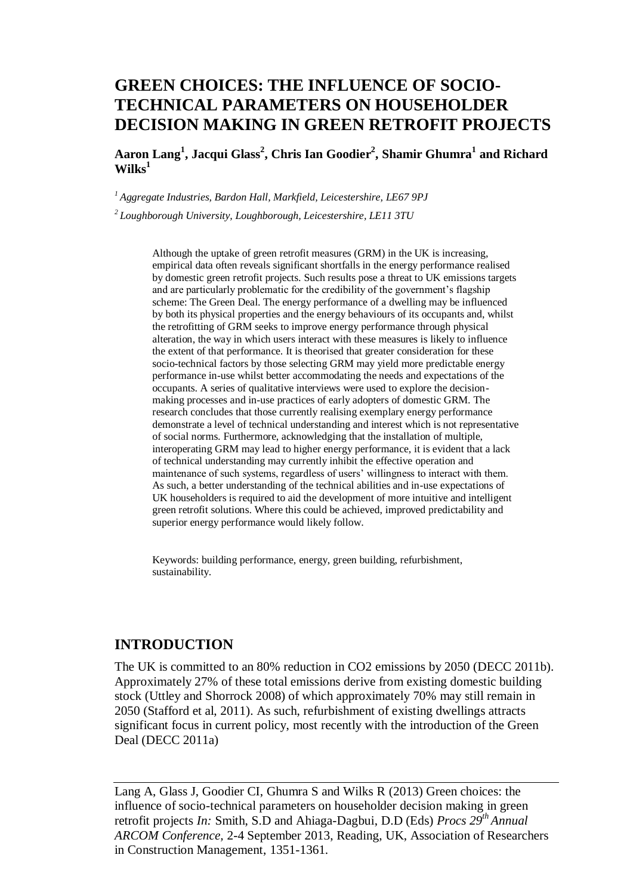# GREEN CHOICES: THE INFLUENCE OF SOCIO-TECHNICAL PARAMETERS ON HOUSEHOLDER DECISION MAKING IN GREEN RETROFIT PROJECTS

**Aaron Lang[1], Jacqui Glass[2], Chris Ian Goodier[2], Shamir Ghumra[1] and Richard Wilks[1]**

*[1] Aggregate Industries, Bardon Hall, Markfield, Leicestershire, LE67 9PJ*

*[2] Loughborough University, Loughborough, Leicestershire, LE11 3TU*

Although the uptake of green retrofit measures (GRM) in the UK is increasing, empirical data often reveals significant shortfalls in the energy performance realised by domestic green retrofit projects. Such results pose a threat to UK emissions targets and are particularly problematic for the credibility of the government's flagship scheme: The Green Deal. The energy performance of a dwelling may be influenced by both its physical properties and the energy behaviours of its occupants and, whilst the retrofitting of GRM seeks to improve energy performance through physical alteration, the way in which users interact with these measures is likely to influence the extent of that performance. It is theorised that greater consideration for these socio-technical factors by those selecting GRM may yield more predictable energy performance in-use whilst better accommodating the needs and expectations of the occupants. A series of qualitative interviews were used to explore the decision-making processes and in-use practices of early adopters of domestic GRM. The research concludes that those currently realising exemplary energy performance demonstrate a level of technical understanding and interest which is not representative of social norms. Furthermore, acknowledging that the installation of multiple, interoperating GRM may lead to higher energy performance, it is evident that a lack of technical understanding may currently inhibit the effective operation and maintenance of such systems, regardless of users' willingness to interact with them. As such, a better understanding of the technical abilities and in-use expectations of UK householders is required to aid the development of more intuitive and intelligent green retrofit solutions. Where this could be achieved, improved predictability and superior energy performance would likely follow.

Keywords: building performance, energy, green building, refurbishment, sustainability.

## INTRODUCTION

The UK is committed to an 80% reduction in CO2 emissions by 2050 (DECC 2011b). Approximately 27% of these total emissions derive from existing domestic building stock (Uttley and Shorrock 2008) of which approximately 70% may still remain in 2050 (Stafford et al, 2011). As such, refurbishment of existing dwellings attracts significant focus in current policy, most recently with the introduction of the Green Deal (DECC 2011a)

Lang A, Glass J, Goodier CI, Ghumra S and Wilks R (2013) Green choices: the influence of socio-technical parameters on householder decision making in green retrofit projects *In:* Smith, S.D and Ahiaga-Dagbui, D.D (Eds) *Procs 29th Annual ARCOM Conference,* 2-4 September 2013, Reading, UK, Association of Researchers in Construction Management, 1351-1361.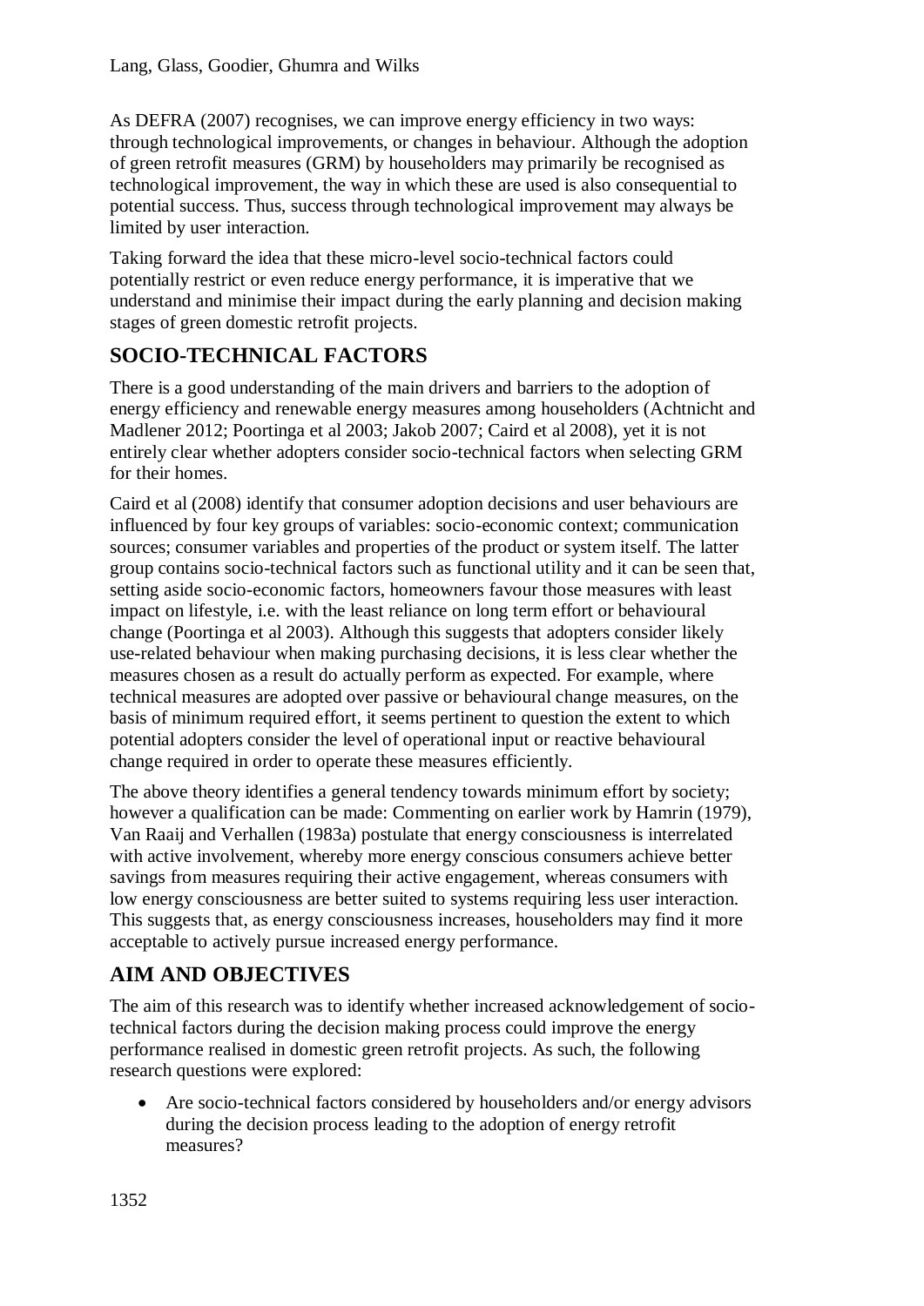As DEFRA (2007) recognises, we can improve energy efficiency in two ways: through technological improvements, or changes in behaviour. Although the adoption of green retrofit measures (GRM) by householders may primarily be recognised as technological improvement, the way in which these are used is also consequential to potential success. Thus, success through technological improvement may always be limited by user interaction.

Taking forward the idea that these micro-level socio-technical factors could potentially restrict or even reduce energy performance, it is imperative that we understand and minimise their impact during the early planning and decision making stages of green domestic retrofit projects.

## SOCIO-TECHNICAL FACTORS

There is a good understanding of the main drivers and barriers to the adoption of energy efficiency and renewable energy measures among householders (Achtnicht and Madlener 2012; Poortinga et al 2003; Jakob 2007; Caird et al 2008), yet it is not entirely clear whether adopters consider socio-technical factors when selecting GRM for their homes.

Caird et al (2008) identify that consumer adoption decisions and user behaviours are influenced by four key groups of variables: socio-economic context; communication sources; consumer variables and properties of the product or system itself. The latter group contains socio-technical factors such as functional utility and it can be seen that, setting aside socio-economic factors, homeowners favour those measures with least impact on lifestyle, i.e. with the least reliance on long term effort or behavioural change (Poortinga et al 2003). Although this suggests that adopters consider likely use-related behaviour when making purchasing decisions, it is less clear whether the measures chosen as a result do actually perform as expected. For example, where technical measures are adopted over passive or behavioural change measures, on the basis of minimum required effort, it seems pertinent to question the extent to which potential adopters consider the level of operational input or reactive behavioural change required in order to operate these measures efficiently.

The above theory identifies a general tendency towards minimum effort by society; however a qualification can be made: Commenting on earlier work by Hamrin (1979), Van Raaij and Verhallen (1983a) postulate that energy consciousness is interrelated with active involvement, whereby more energy conscious consumers achieve better savings from measures requiring their active engagement, whereas consumers with low energy consciousness are better suited to systems requiring less user interaction. This suggests that, as energy consciousness increases, householders may find it more acceptable to actively pursue increased energy performance.

## AIM AND OBJECTIVES

The aim of this research was to identify whether increased acknowledgement of socio-technical factors during the decision making process could improve the energy performance realised in domestic green retrofit projects. As such, the following research questions were explored:

- Are socio-technical factors considered by householders and/or energy advisors during the decision process leading to the adoption of energy retrofit measures?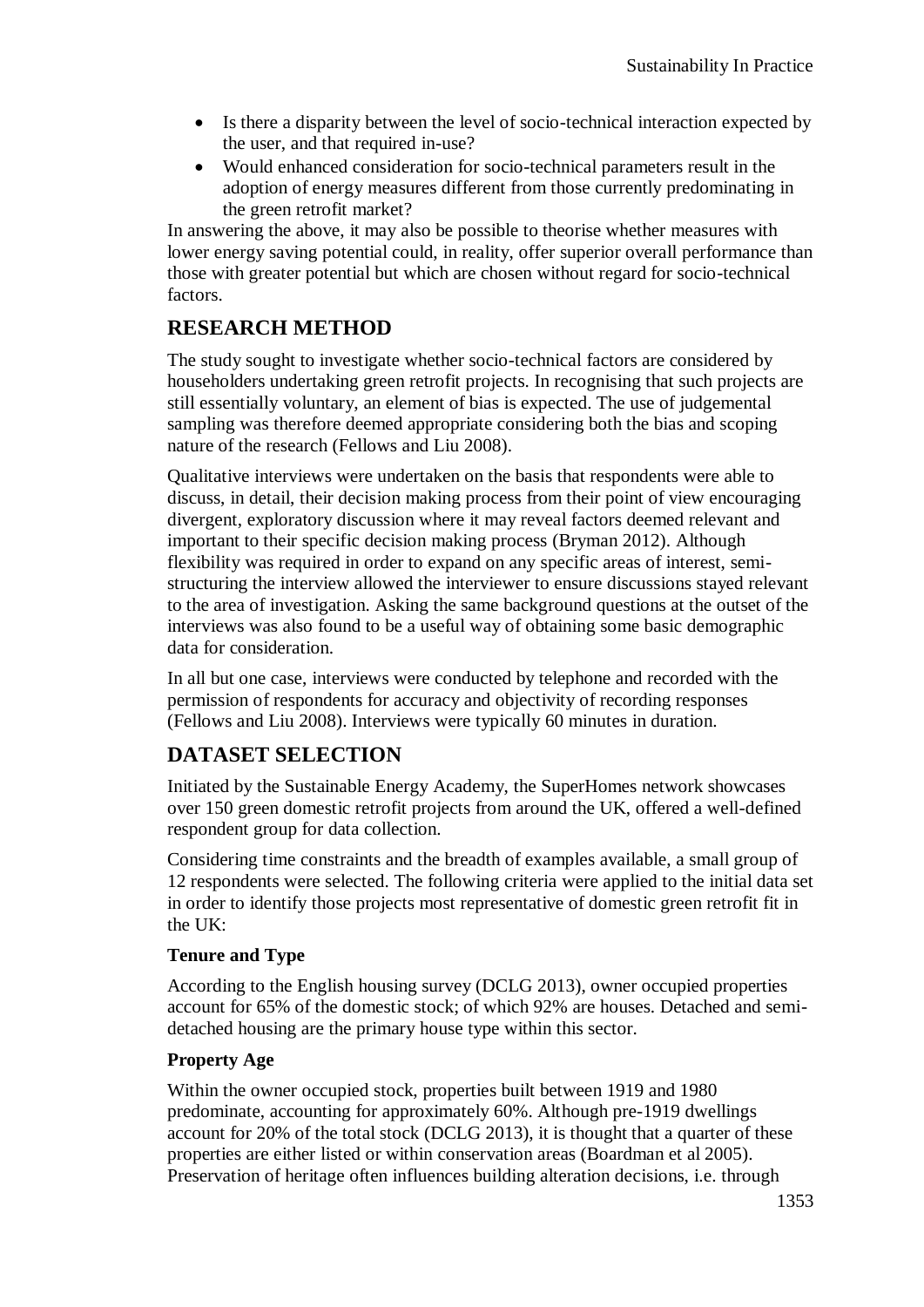- Is there a disparity between the level of socio-technical interaction expected by the user, and that required in-use?
- Would enhanced consideration for socio-technical parameters result in the adoption of energy measures different from those currently predominating in the green retrofit market?

In answering the above, it may also be possible to theorise whether measures with lower energy saving potential could, in reality, offer superior overall performance than those with greater potential but which are chosen without regard for socio-technical factors.

## RESEARCH METHOD

The study sought to investigate whether socio-technical factors are considered by householders undertaking green retrofit projects. In recognising that such projects are still essentially voluntary, an element of bias is expected. The use of judgemental sampling was therefore deemed appropriate considering both the bias and scoping nature of the research (Fellows and Liu 2008).

Qualitative interviews were undertaken on the basis that respondents were able to discuss, in detail, their decision making process from their point of view encouraging divergent, exploratory discussion where it may reveal factors deemed relevant and important to their specific decision making process (Bryman 2012). Although flexibility was required in order to expand on any specific areas of interest, semi-structuring the interview allowed the interviewer to ensure discussions stayed relevant to the area of investigation. Asking the same background questions at the outset of the interviews was also found to be a useful way of obtaining some basic demographic data for consideration.

In all but one case, interviews were conducted by telephone and recorded with the permission of respondents for accuracy and objectivity of recording responses (Fellows and Liu 2008). Interviews were typically 60 minutes in duration.

## DATASET SELECTION

Initiated by the Sustainable Energy Academy, the SuperHomes network showcases over 150 green domestic retrofit projects from around the UK, offered a well-defined respondent group for data collection.

Considering time constraints and the breadth of examples available, a small group of 12 respondents were selected. The following criteria were applied to the initial data set in order to identify those projects most representative of domestic green retrofit fit in the UK:

**Tenure and Type**

According to the English housing survey (DCLG 2013), owner occupied properties account for 65% of the domestic stock; of which 92% are houses. Detached and semi-detached housing are the primary house type within this sector.

**Property Age**

Within the owner occupied stock, properties built between 1919 and 1980 predominate, accounting for approximately 60%. Although pre-1919 dwellings account for 20% of the total stock (DCLG 2013), it is thought that a quarter of these properties are either listed or within conservation areas (Boardman et al 2005). Preservation of heritage often influences building alteration decisions, i.e. through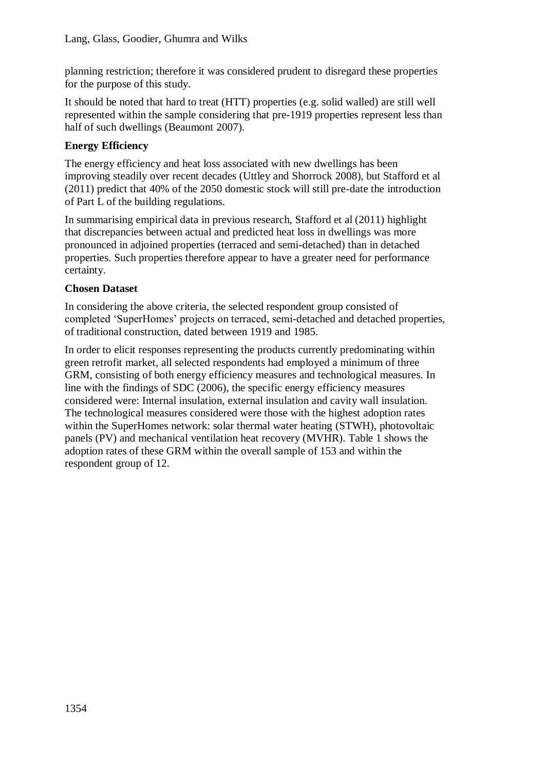planning restriction; therefore it was considered prudent to disregard these properties for the purpose of this study.

It should be noted that hard to treat (HTT) properties (e.g. solid walled) are still well represented within the sample considering that pre-1919 properties represent less than half of such dwellings (Beaumont 2007).

**Energy Efficiency**

The energy efficiency and heat loss associated with new dwellings has been improving steadily over recent decades (Uttley and Shorrock 2008), but Stafford et al (2011) predict that 40% of the 2050 domestic stock will still pre-date the introduction of Part L of the building regulations.

In summarising empirical data in previous research, Stafford et al (2011) highlight that discrepancies between actual and predicted heat loss in dwellings was more pronounced in adjoined properties (terraced and semi-detached) than in detached properties. Such properties therefore appear to have a greater need for performance certainty.

**Chosen Dataset**

In considering the above criteria, the selected respondent group consisted of completed 'SuperHomes' projects on terraced, semi-detached and detached properties, of traditional construction, dated between 1919 and 1985.

In order to elicit responses representing the products currently predominating within green retrofit market, all selected respondents had employed a minimum of three GRM, consisting of both energy efficiency measures and technological measures. In line with the findings of SDC (2006), the specific energy efficiency measures considered were: Internal insulation, external insulation and cavity wall insulation. The technological measures considered were those with the highest adoption rates within the SuperHomes network: solar thermal water heating (STWH), photovoltaic panels (PV) and mechanical ventilation heat recovery (MVHR). Table 1 shows the adoption rates of these GRM within the overall sample of 153 and within the respondent group of 12.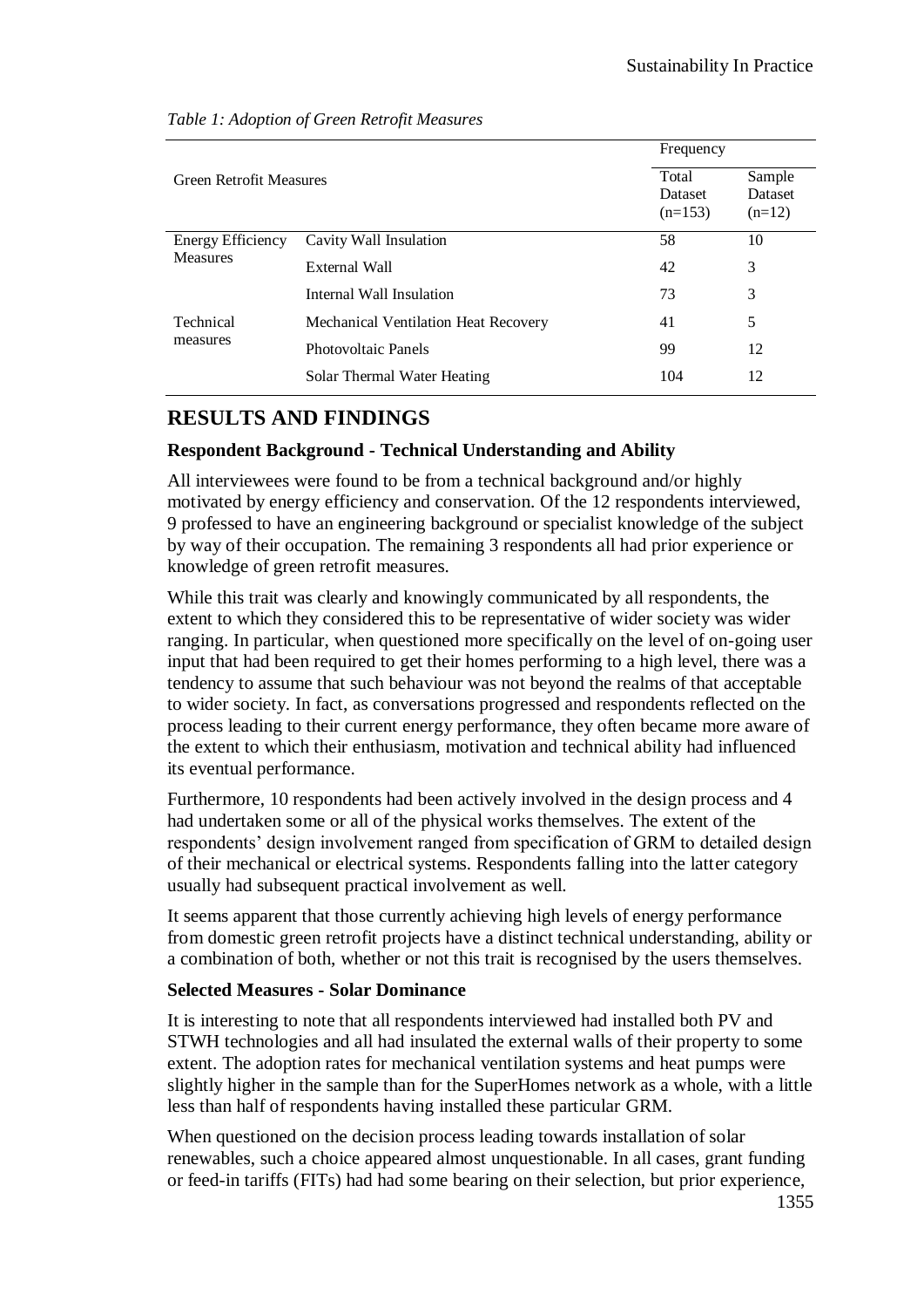*Table 1: Adoption of Green Retrofit Measures*

| Green Retrofit Measures | | Frequency | |
|---|---|---|---|
| | | Total Dataset (n=153) | Sample Dataset (n=12) |
| Energy Efficiency Measures | Cavity Wall Insulation | 58 | 10 |
| | External Wall | 42 | 3 |
| | Internal Wall Insulation | 73 | 3 |
| Technical measures | Mechanical Ventilation Heat Recovery | 41 | 5 |
| | Photovoltaic Panels | 99 | 12 |
| | Solar Thermal Water Heating | 104 | 12 |

## RESULTS AND FINDINGS

### Respondent Background - Technical Understanding and Ability

All interviewees were found to be from a technical background and/or highly motivated by energy efficiency and conservation. Of the 12 respondents interviewed, 9 professed to have an engineering background or specialist knowledge of the subject by way of their occupation. The remaining 3 respondents all had prior experience or knowledge of green retrofit measures.

While this trait was clearly and knowingly communicated by all respondents, the extent to which they considered this to be representative of wider society was wider ranging. In particular, when questioned more specifically on the level of on-going user input that had been required to get their homes performing to a high level, there was a tendency to assume that such behaviour was not beyond the realms of that acceptable to wider society. In fact, as conversations progressed and respondents reflected on the process leading to their current energy performance, they often became more aware of the extent to which their enthusiasm, motivation and technical ability had influenced its eventual performance.

Furthermore, 10 respondents had been actively involved in the design process and 4 had undertaken some or all of the physical works themselves. The extent of the respondents' design involvement ranged from specification of GRM to detailed design of their mechanical or electrical systems. Respondents falling into the latter category usually had subsequent practical involvement as well.

It seems apparent that those currently achieving high levels of energy performance from domestic green retrofit projects have a distinct technical understanding, ability or a combination of both, whether or not this trait is recognised by the users themselves.

### Selected Measures - Solar Dominance

It is interesting to note that all respondents interviewed had installed both PV and STWH technologies and all had insulated the external walls of their property to some extent. The adoption rates for mechanical ventilation systems and heat pumps were slightly higher in the sample than for the SuperHomes network as a whole, with a little less than half of respondents having installed these particular GRM.

When questioned on the decision process leading towards installation of solar renewables, such a choice appeared almost unquestionable. In all cases, grant funding or feed-in tariffs (FITs) had had some bearing on their selection, but prior experience,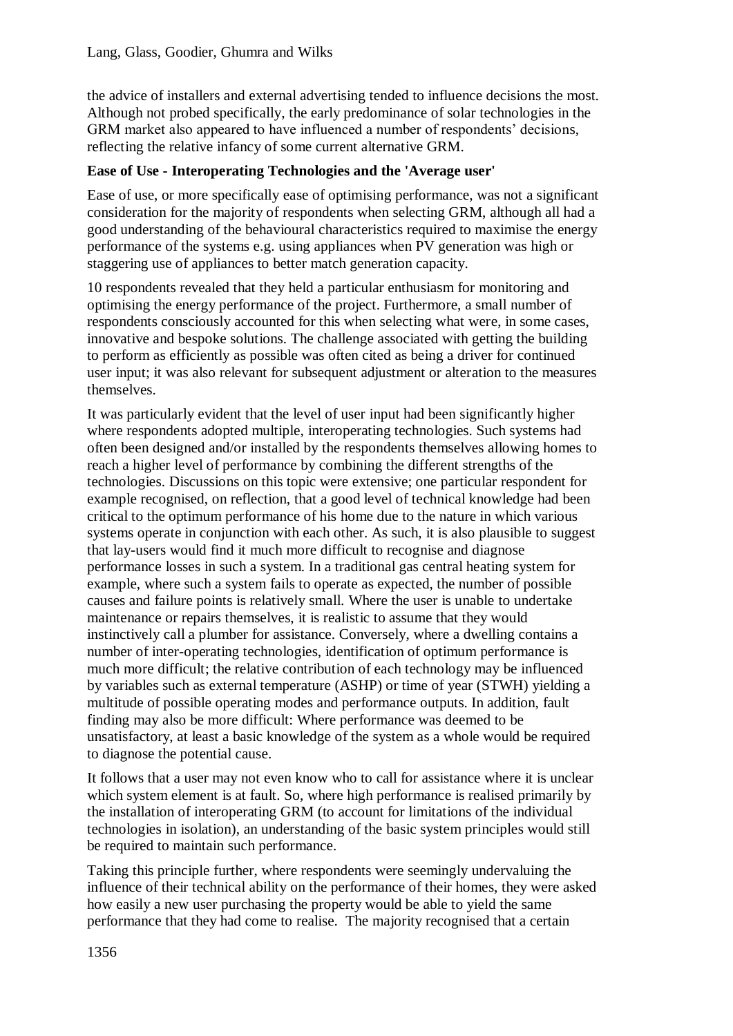the advice of installers and external advertising tended to influence decisions the most. Although not probed specifically, the early predominance of solar technologies in the GRM market also appeared to have influenced a number of respondents' decisions, reflecting the relative infancy of some current alternative GRM.

**Ease of Use - Interoperating Technologies and the 'Average user'**

Ease of use, or more specifically ease of optimising performance, was not a significant consideration for the majority of respondents when selecting GRM, although all had a good understanding of the behavioural characteristics required to maximise the energy performance of the systems e.g. using appliances when PV generation was high or staggering use of appliances to better match generation capacity.

10 respondents revealed that they held a particular enthusiasm for monitoring and optimising the energy performance of the project. Furthermore, a small number of respondents consciously accounted for this when selecting what were, in some cases, innovative and bespoke solutions. The challenge associated with getting the building to perform as efficiently as possible was often cited as being a driver for continued user input; it was also relevant for subsequent adjustment or alteration to the measures themselves.

It was particularly evident that the level of user input had been significantly higher where respondents adopted multiple, interoperating technologies. Such systems had often been designed and/or installed by the respondents themselves allowing homes to reach a higher level of performance by combining the different strengths of the technologies. Discussions on this topic were extensive; one particular respondent for example recognised, on reflection, that a good level of technical knowledge had been critical to the optimum performance of his home due to the nature in which various systems operate in conjunction with each other. As such, it is also plausible to suggest that lay-users would find it much more difficult to recognise and diagnose performance losses in such a system. In a traditional gas central heating system for example, where such a system fails to operate as expected, the number of possible causes and failure points is relatively small. Where the user is unable to undertake maintenance or repairs themselves, it is realistic to assume that they would instinctively call a plumber for assistance. Conversely, where a dwelling contains a number of inter-operating technologies, identification of optimum performance is much more difficult; the relative contribution of each technology may be influenced by variables such as external temperature (ASHP) or time of year (STWH) yielding a multitude of possible operating modes and performance outputs. In addition, fault finding may also be more difficult: Where performance was deemed to be unsatisfactory, at least a basic knowledge of the system as a whole would be required to diagnose the potential cause.

It follows that a user may not even know who to call for assistance where it is unclear which system element is at fault. So, where high performance is realised primarily by the installation of interoperating GRM (to account for limitations of the individual technologies in isolation), an understanding of the basic system principles would still be required to maintain such performance.

Taking this principle further, where respondents were seemingly undervaluing the influence of their technical ability on the performance of their homes, they were asked how easily a new user purchasing the property would be able to yield the same performance that they had come to realise. The majority recognised that a certain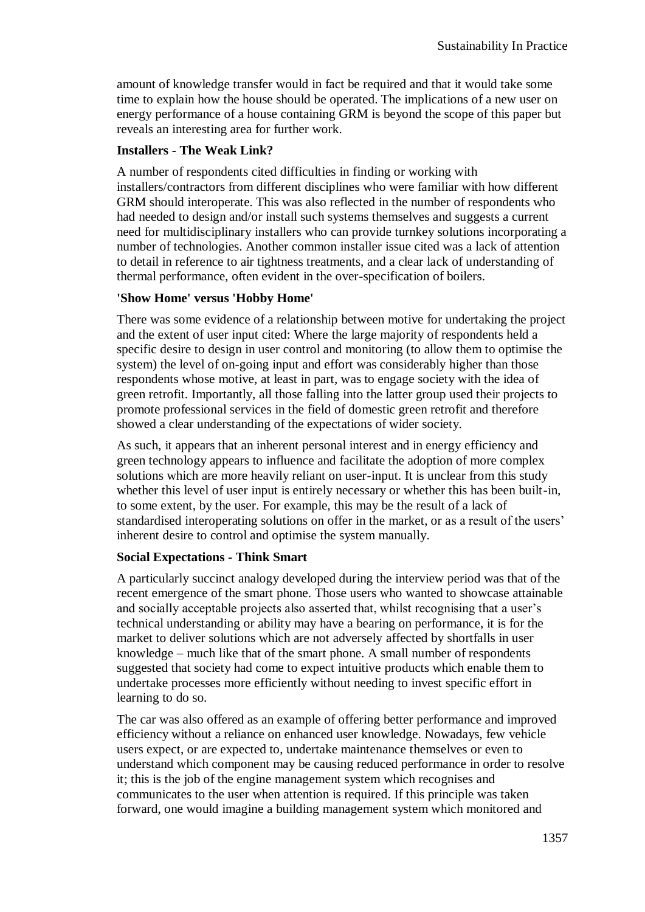amount of knowledge transfer would in fact be required and that it would take some time to explain how the house should be operated. The implications of a new user on energy performance of a house containing GRM is beyond the scope of this paper but reveals an interesting area for further work.

**Installers - The Weak Link?**

A number of respondents cited difficulties in finding or working with installers/contractors from different disciplines who were familiar with how different GRM should interoperate. This was also reflected in the number of respondents who had needed to design and/or install such systems themselves and suggests a current need for multidisciplinary installers who can provide turnkey solutions incorporating a number of technologies. Another common installer issue cited was a lack of attention to detail in reference to air tightness treatments, and a clear lack of understanding of thermal performance, often evident in the over-specification of boilers.

**'Show Home' versus 'Hobby Home'**

There was some evidence of a relationship between motive for undertaking the project and the extent of user input cited: Where the large majority of respondents held a specific desire to design in user control and monitoring (to allow them to optimise the system) the level of on-going input and effort was considerably higher than those respondents whose motive, at least in part, was to engage society with the idea of green retrofit. Importantly, all those falling into the latter group used their projects to promote professional services in the field of domestic green retrofit and therefore showed a clear understanding of the expectations of wider society.

As such, it appears that an inherent personal interest and in energy efficiency and green technology appears to influence and facilitate the adoption of more complex solutions which are more heavily reliant on user-input. It is unclear from this study whether this level of user input is entirely necessary or whether this has been built-in, to some extent, by the user. For example, this may be the result of a lack of standardised interoperating solutions on offer in the market, or as a result of the users' inherent desire to control and optimise the system manually.

**Social Expectations - Think Smart**

A particularly succinct analogy developed during the interview period was that of the recent emergence of the smart phone. Those users who wanted to showcase attainable and socially acceptable projects also asserted that, whilst recognising that a user's technical understanding or ability may have a bearing on performance, it is for the market to deliver solutions which are not adversely affected by shortfalls in user knowledge – much like that of the smart phone. A small number of respondents suggested that society had come to expect intuitive products which enable them to undertake processes more efficiently without needing to invest specific effort in learning to do so.

The car was also offered as an example of offering better performance and improved efficiency without a reliance on enhanced user knowledge. Nowadays, few vehicle users expect, or are expected to, undertake maintenance themselves or even to understand which component may be causing reduced performance in order to resolve it; this is the job of the engine management system which recognises and communicates to the user when attention is required. If this principle was taken forward, one would imagine a building management system which monitored and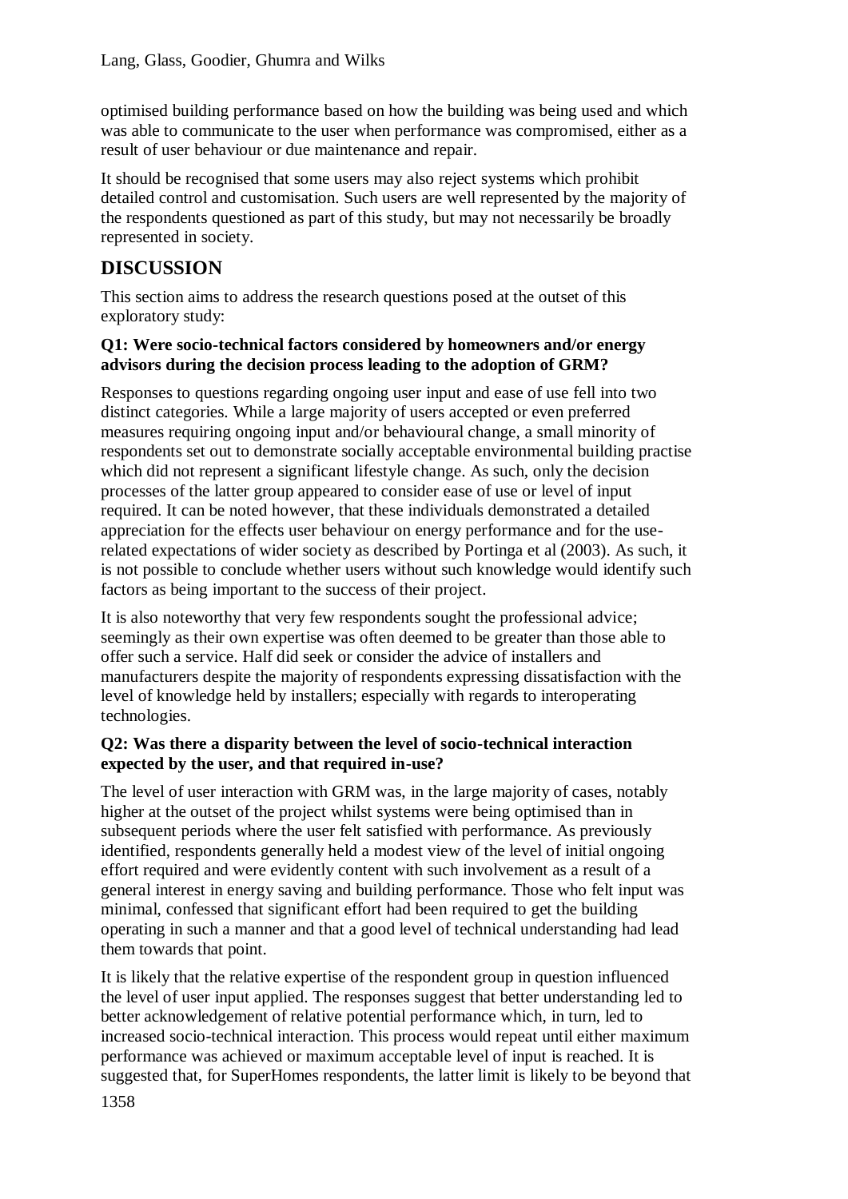optimised building performance based on how the building was being used and which was able to communicate to the user when performance was compromised, either as a result of user behaviour or due maintenance and repair.

It should be recognised that some users may also reject systems which prohibit detailed control and customisation. Such users are well represented by the majority of the respondents questioned as part of this study, but may not necessarily be broadly represented in society.

## DISCUSSION

This section aims to address the research questions posed at the outset of this exploratory study:

**Q1: Were socio-technical factors considered by homeowners and/or energy advisors during the decision process leading to the adoption of GRM?**

Responses to questions regarding ongoing user input and ease of use fell into two distinct categories. While a large majority of users accepted or even preferred measures requiring ongoing input and/or behavioural change, a small minority of respondents set out to demonstrate socially acceptable environmental building practise which did not represent a significant lifestyle change. As such, only the decision processes of the latter group appeared to consider ease of use or level of input required. It can be noted however, that these individuals demonstrated a detailed appreciation for the effects user behaviour on energy performance and for the use-related expectations of wider society as described by Portinga et al (2003). As such, it is not possible to conclude whether users without such knowledge would identify such factors as being important to the success of their project.

It is also noteworthy that very few respondents sought the professional advice; seemingly as their own expertise was often deemed to be greater than those able to offer such a service. Half did seek or consider the advice of installers and manufacturers despite the majority of respondents expressing dissatisfaction with the level of knowledge held by installers; especially with regards to interoperating technologies.

**Q2: Was there a disparity between the level of socio-technical interaction expected by the user, and that required in-use?**

The level of user interaction with GRM was, in the large majority of cases, notably higher at the outset of the project whilst systems were being optimised than in subsequent periods where the user felt satisfied with performance. As previously identified, respondents generally held a modest view of the level of initial ongoing effort required and were evidently content with such involvement as a result of a general interest in energy saving and building performance. Those who felt input was minimal, confessed that significant effort had been required to get the building operating in such a manner and that a good level of technical understanding had lead them towards that point.

It is likely that the relative expertise of the respondent group in question influenced the level of user input applied. The responses suggest that better understanding led to better acknowledgement of relative potential performance which, in turn, led to increased socio-technical interaction. This process would repeat until either maximum performance was achieved or maximum acceptable level of input is reached. It is suggested that, for SuperHomes respondents, the latter limit is likely to be beyond that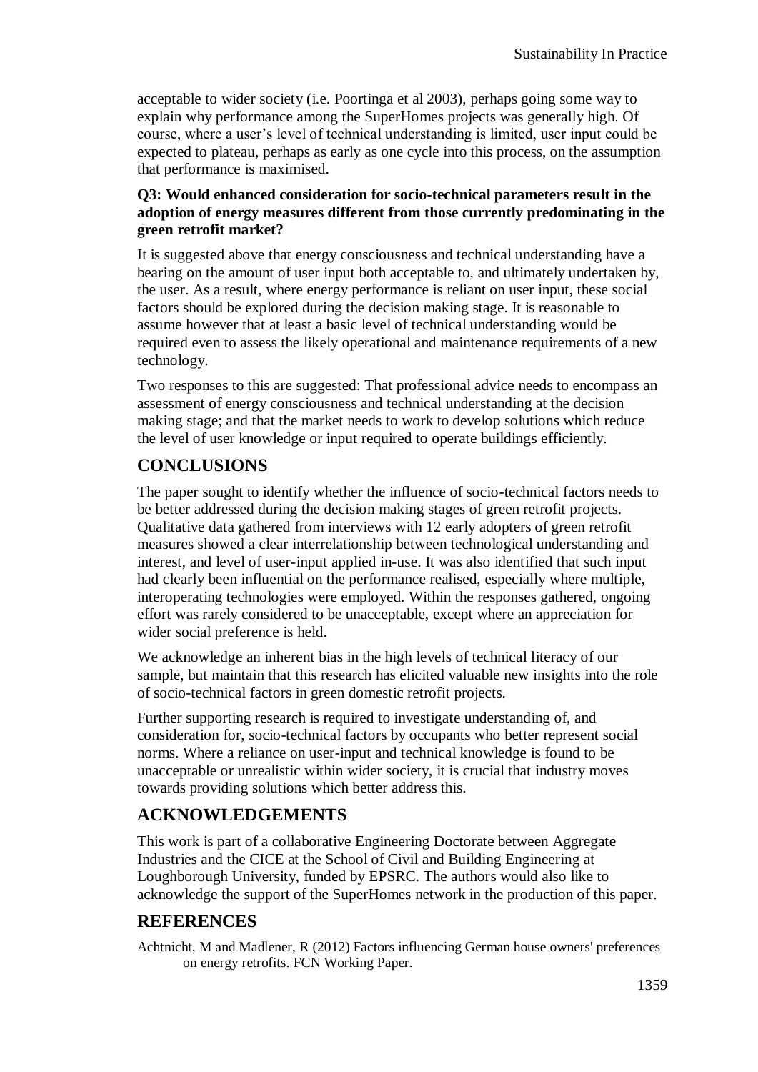acceptable to wider society (i.e. Poortinga et al 2003), perhaps going some way to explain why performance among the SuperHomes projects was generally high. Of course, where a user's level of technical understanding is limited, user input could be expected to plateau, perhaps as early as one cycle into this process, on the assumption that performance is maximised.

**Q3: Would enhanced consideration for socio-technical parameters result in the adoption of energy measures different from those currently predominating in the green retrofit market?**

It is suggested above that energy consciousness and technical understanding have a bearing on the amount of user input both acceptable to, and ultimately undertaken by, the user. As a result, where energy performance is reliant on user input, these social factors should be explored during the decision making stage. It is reasonable to assume however that at least a basic level of technical understanding would be required even to assess the likely operational and maintenance requirements of a new technology.

Two responses to this are suggested: That professional advice needs to encompass an assessment of energy consciousness and technical understanding at the decision making stage; and that the market needs to work to develop solutions which reduce the level of user knowledge or input required to operate buildings efficiently.

## CONCLUSIONS

The paper sought to identify whether the influence of socio-technical factors needs to be better addressed during the decision making stages of green retrofit projects. Qualitative data gathered from interviews with 12 early adopters of green retrofit measures showed a clear interrelationship between technological understanding and interest, and level of user-input applied in-use. It was also identified that such input had clearly been influential on the performance realised, especially where multiple, interoperating technologies were employed. Within the responses gathered, ongoing effort was rarely considered to be unacceptable, except where an appreciation for wider social preference is held.

We acknowledge an inherent bias in the high levels of technical literacy of our sample, but maintain that this research has elicited valuable new insights into the role of socio-technical factors in green domestic retrofit projects.

Further supporting research is required to investigate understanding of, and consideration for, socio-technical factors by occupants who better represent social norms. Where a reliance on user-input and technical knowledge is found to be unacceptable or unrealistic within wider society, it is crucial that industry moves towards providing solutions which better address this.

## ACKNOWLEDGEMENTS

This work is part of a collaborative Engineering Doctorate between Aggregate Industries and the CICE at the School of Civil and Building Engineering at Loughborough University, funded by EPSRC. The authors would also like to acknowledge the support of the SuperHomes network in the production of this paper.

## REFERENCES

Achtnicht, M and Madlener, R (2012) Factors influencing German house owners' preferences on energy retrofits. FCN Working Paper.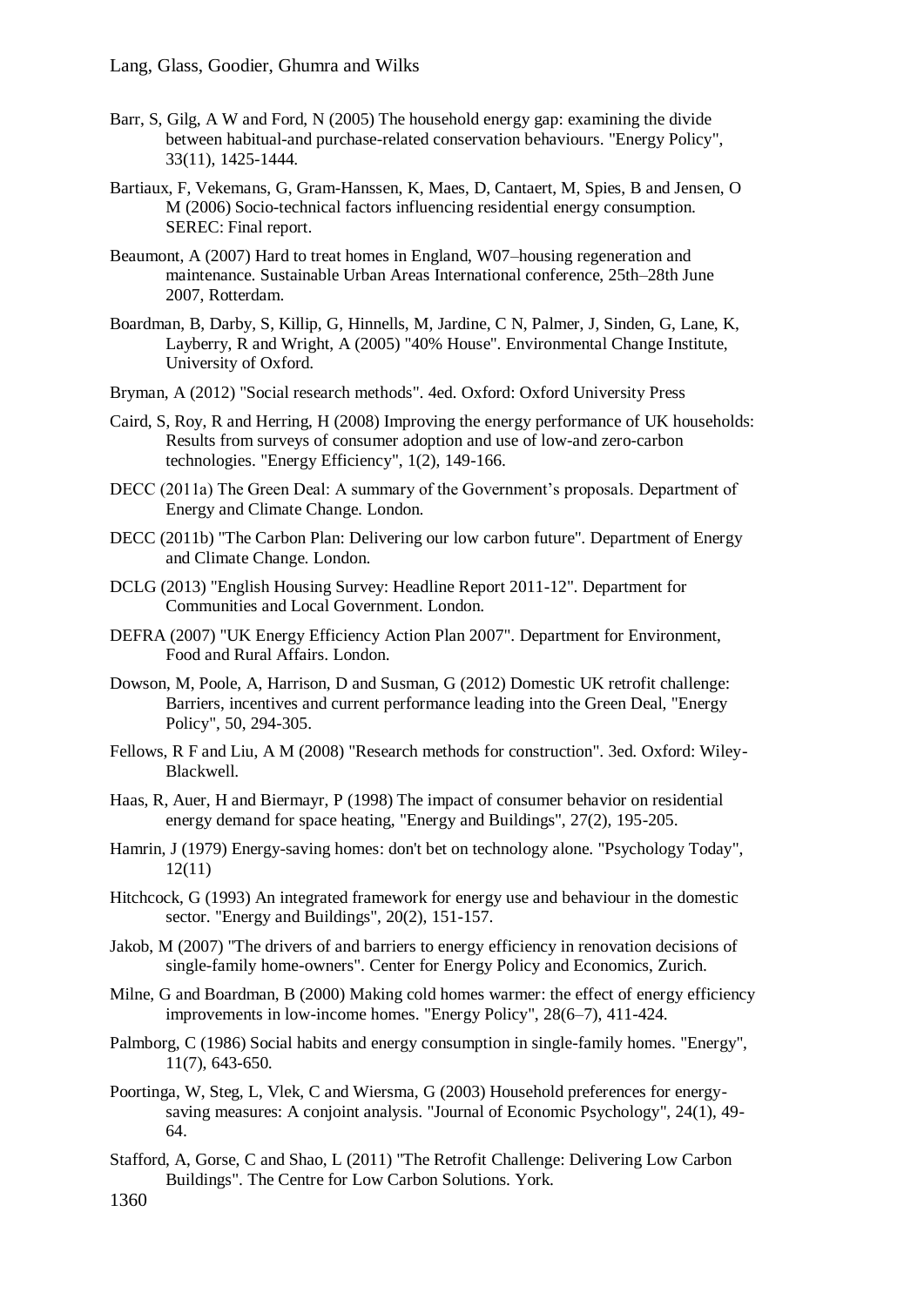Barr, S, Gilg, A W and Ford, N (2005) The household energy gap: examining the divide between habitual-and purchase-related conservation behaviours. "Energy Policy", 33(11), 1425-1444.

Bartiaux, F, Vekemans, G, Gram-Hanssen, K, Maes, D, Cantaert, M, Spies, B and Jensen, O M (2006) Socio-technical factors influencing residential energy consumption. SEREC: Final report.

Beaumont, A (2007) Hard to treat homes in England, W07–housing regeneration and maintenance. Sustainable Urban Areas International conference, 25th–28th June 2007, Rotterdam.

Boardman, B, Darby, S, Killip, G, Hinnells, M, Jardine, C N, Palmer, J, Sinden, G, Lane, K, Layberry, R and Wright, A (2005) "40% House". Environmental Change Institute, University of Oxford.

Bryman, A (2012) "Social research methods". 4ed. Oxford: Oxford University Press

Caird, S, Roy, R and Herring, H (2008) Improving the energy performance of UK households: Results from surveys of consumer adoption and use of low-and zero-carbon technologies. "Energy Efficiency", 1(2), 149-166.

DECC (2011a) The Green Deal: A summary of the Government's proposals. Department of Energy and Climate Change. London.

DECC (2011b) "The Carbon Plan: Delivering our low carbon future". Department of Energy and Climate Change. London.

DCLG (2013) "English Housing Survey: Headline Report 2011-12". Department for Communities and Local Government. London.

DEFRA (2007) "UK Energy Efficiency Action Plan 2007". Department for Environment, Food and Rural Affairs. London.

Dowson, M, Poole, A, Harrison, D and Susman, G (2012) Domestic UK retrofit challenge: Barriers, incentives and current performance leading into the Green Deal, "Energy Policy", 50, 294-305.

Fellows, R F and Liu, A M (2008) "Research methods for construction". 3ed. Oxford: Wiley-Blackwell.

Haas, R, Auer, H and Biermayr, P (1998) The impact of consumer behavior on residential energy demand for space heating, "Energy and Buildings", 27(2), 195-205.

Hamrin, J (1979) Energy-saving homes: don't bet on technology alone. "Psychology Today", 12(11)

Hitchcock, G (1993) An integrated framework for energy use and behaviour in the domestic sector. "Energy and Buildings", 20(2), 151-157.

Jakob, M (2007) "The drivers of and barriers to energy efficiency in renovation decisions of single-family home-owners". Center for Energy Policy and Economics, Zurich.

Milne, G and Boardman, B (2000) Making cold homes warmer: the effect of energy efficiency improvements in low-income homes. "Energy Policy", 28(6–7), 411-424.

Palmborg, C (1986) Social habits and energy consumption in single-family homes. "Energy", 11(7), 643-650.

Poortinga, W, Steg, L, Vlek, C and Wiersma, G (2003) Household preferences for energy-saving measures: A conjoint analysis. "Journal of Economic Psychology", 24(1), 49-64.

Stafford, A, Gorse, C and Shao, L (2011) "The Retrofit Challenge: Delivering Low Carbon Buildings". The Centre for Low Carbon Solutions. York.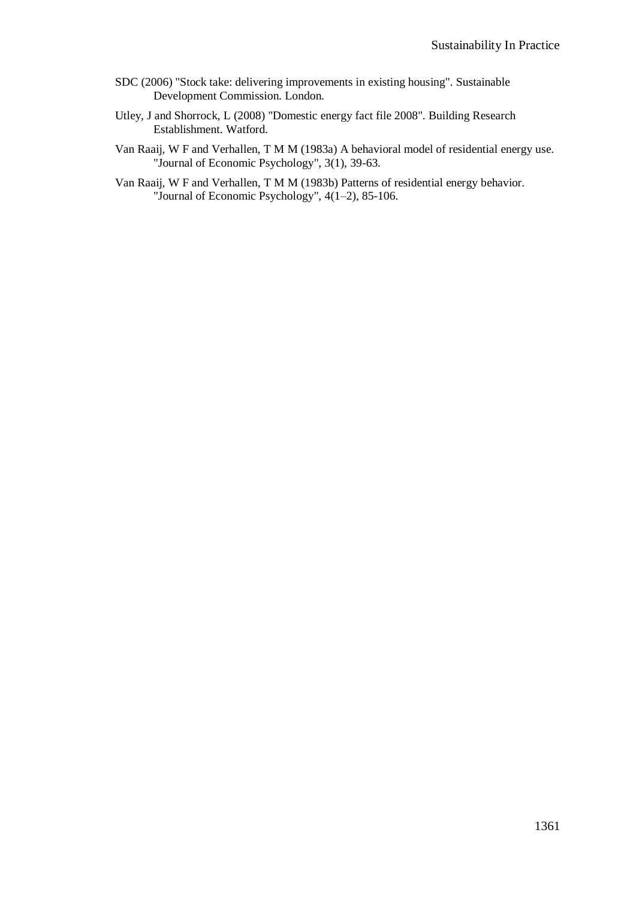SDC (2006) "Stock take: delivering improvements in existing housing". Sustainable Development Commission. London.

Utley, J and Shorrock, L (2008) "Domestic energy fact file 2008". Building Research Establishment. Watford.

Van Raaij, W F and Verhallen, T M M (1983a) A behavioral model of residential energy use. "Journal of Economic Psychology", 3(1), 39-63.

Van Raaij, W F and Verhallen, T M M (1983b) Patterns of residential energy behavior. "Journal of Economic Psychology", 4(1–2), 85-106.